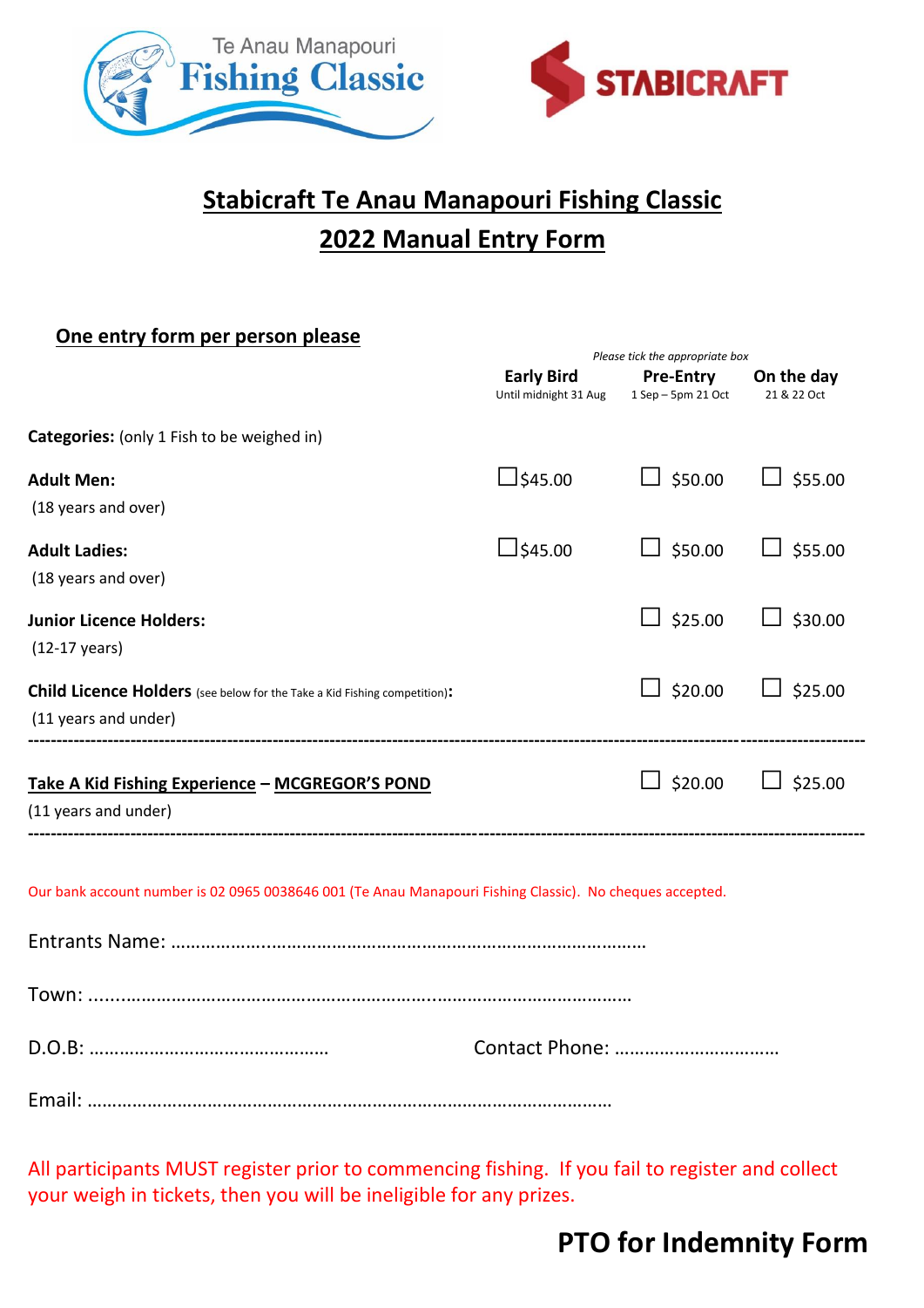Te Anau Manapouri **Fishing Classic**

**STABICRAFT**

# Stabicraft Te Anau Manapouri Fishing Classic
# 2022 Manual Entry Form

**One entry form per person please**

*Please tick the appropriate box*

| | **Early Bird** Until midnight 31 Aug | **Pre-Entry** 1 Sep – 5pm 21 Oct | **On the day** 21 & 22 Oct |
|---|---|---|---|
| **Categories:** (only 1 Fish to be weighed in) | | | |
| **Adult Men:** (18 years and over) | ☐ $45.00 | ☐ $50.00 | ☐ $55.00 |
| **Adult Ladies:** (18 years and over) | ☐ $45.00 | ☐ $50.00 | ☐ $55.00 |
| **Junior Licence Holders:** (12-17 years) | | ☐ $25.00 | ☐ $30.00 |
| **Child Licence Holders** (see below for the Take a Kid Fishing competition)**:** (11 years and under) | | ☐ $20.00 | ☐ $25.00 |
| **Take A Kid Fishing Experience – MCGREGOR'S POND** (11 years and under) | | ☐ $20.00 | ☐ $25.00 |

Our bank account number is 02 0965 0038646 001 (Te Anau Manapouri Fishing Classic). No cheques accepted.

Entrants Name: ……………………………………………………………………………………

Town: ……………………………………………………………………………………………

D.O.B: ………………………………………… Contact Phone: ……………………………

Email: …………………………………………………………………………………………

All participants MUST register prior to commencing fishing. If you fail to register and collect your weigh in tickets, then you will be ineligible for any prizes.

**PTO for Indemnity Form**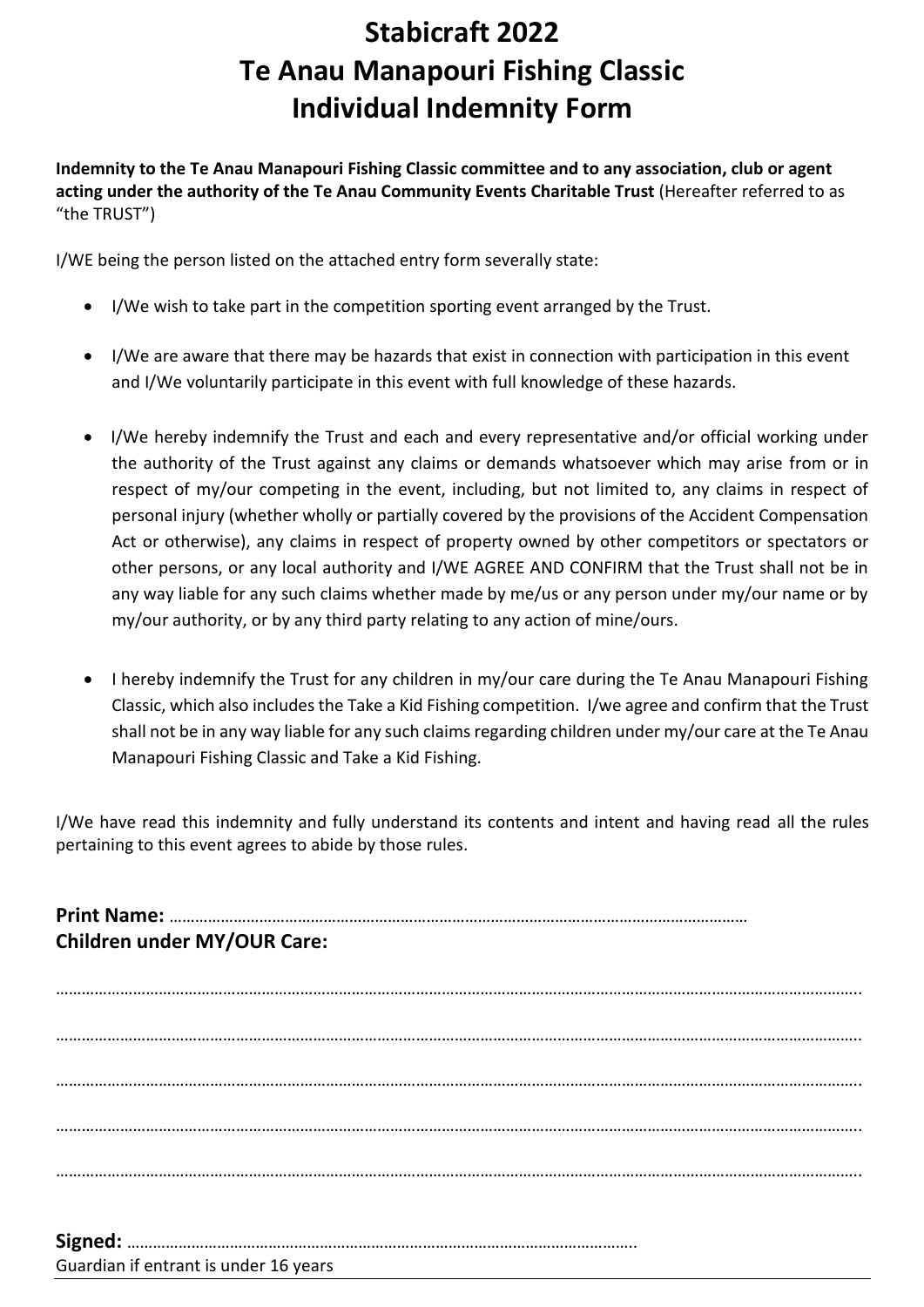# Stabicraft 2022
# Te Anau Manapouri Fishing Classic
# Individual Indemnity Form

**Indemnity to the Te Anau Manapouri Fishing Classic committee and to any association, club or agent acting under the authority of the Te Anau Community Events Charitable Trust** (Hereafter referred to as "the TRUST")

I/WE being the person listed on the attached entry form severally state:

- I/We wish to take part in the competition sporting event arranged by the Trust.
- I/We are aware that there may be hazards that exist in connection with participation in this event and I/We voluntarily participate in this event with full knowledge of these hazards.
- I/We hereby indemnify the Trust and each and every representative and/or official working under the authority of the Trust against any claims or demands whatsoever which may arise from or in respect of my/our competing in the event, including, but not limited to, any claims in respect of personal injury (whether wholly or partially covered by the provisions of the Accident Compensation Act or otherwise), any claims in respect of property owned by other competitors or spectators or other persons, or any local authority and I/WE AGREE AND CONFIRM that the Trust shall not be in any way liable for any such claims whether made by me/us or any person under my/our name or by my/our authority, or by any third party relating to any action of mine/ours.
- I hereby indemnify the Trust for any children in my/our care during the Te Anau Manapouri Fishing Classic, which also includes the Take a Kid Fishing competition. I/we agree and confirm that the Trust shall not be in any way liable for any such claims regarding children under my/our care at the Te Anau Manapouri Fishing Classic and Take a Kid Fishing.

I/We have read this indemnity and fully understand its contents and intent and having read all the rules pertaining to this event agrees to abide by those rules.

**Print Name:** ……………………………………………………………………………………………………………

**Children under MY/OUR Care:**

……………………………………………………………………………………………………………………………………………

……………………………………………………………………………………………………………………………………………

……………………………………………………………………………………………………………………………………………

……………………………………………………………………………………………………………………………………………

……………………………………………………………………………………………………………………………………………

**Signed:** ………………………………………………………………………………………………

Guardian if entrant is under 16 years